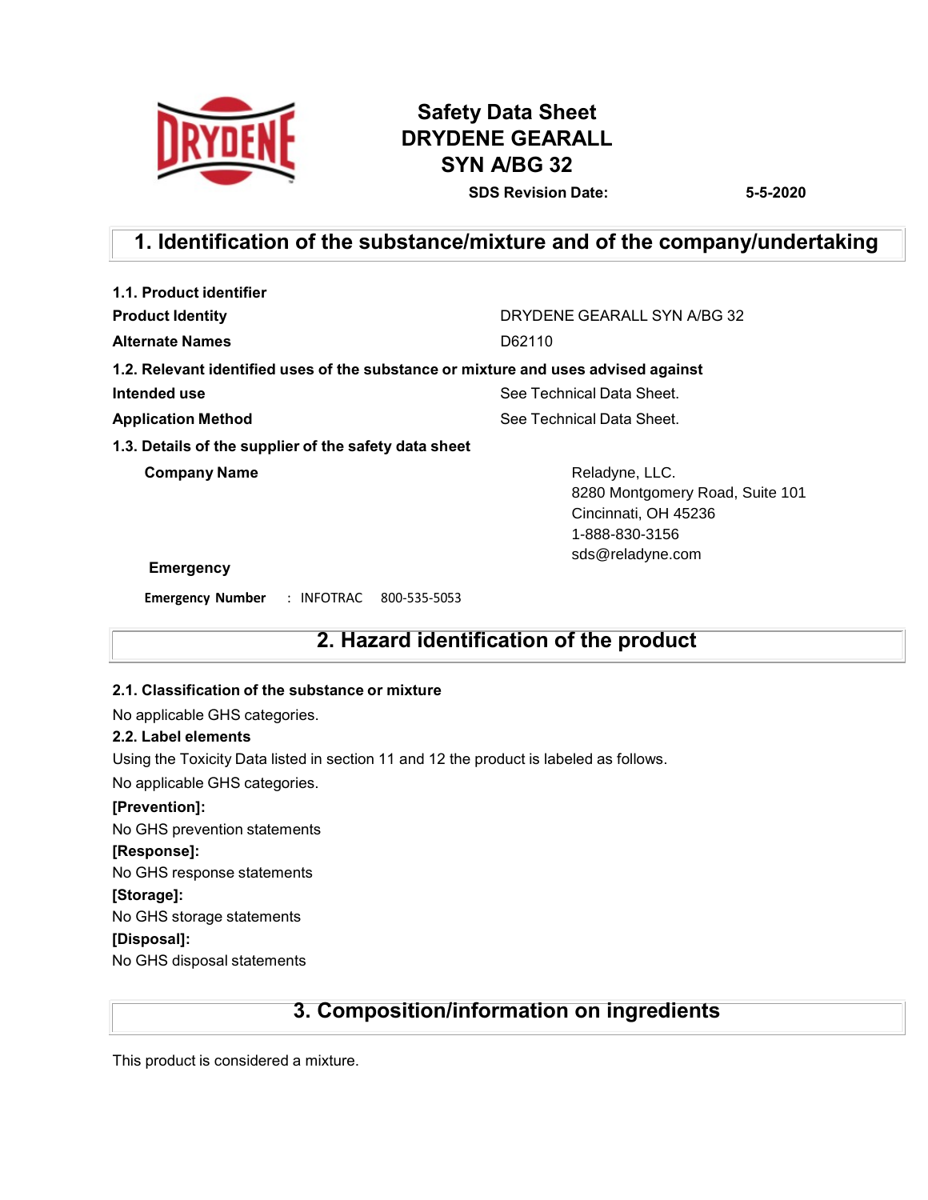# Safety Data Sheet
# DRYDENE GEARALL SYN A/BG 32

**SDS Revision Date:** **5-5-2020**

## 1. Identification of the substance/mixture and of the company/undertaking

**1.1. Product identifier**

| | |
|---|---|
| **Product Identity** | DRYDENE GEARALL SYN A/BG 32 |
| **Alternate Names** | D62110 |

**1.2. Relevant identified uses of the substance or mixture and uses advised against**

| | |
|---|---|
| **Intended use** | See Technical Data Sheet. |
| **Application Method** | See Technical Data Sheet. |

**1.3. Details of the supplier of the safety data sheet**

**Company Name**

Reladyne, LLC.
8280 Montgomery Road, Suite 101
Cincinnati, OH 45236
1-888-830-3156
sds@reladyne.com

**Emergency**

**Emergency Number** : INFOTRAC 800-535-5053

## 2. Hazard identification of the product

**2.1. Classification of the substance or mixture**

No applicable GHS categories.

**2.2. Label elements**

Using the Toxicity Data listed in section 11 and 12 the product is labeled as follows.

No applicable GHS categories.

**[Prevention]:**

No GHS prevention statements

**[Response]:**

No GHS response statements

**[Storage]:**

No GHS storage statements

**[Disposal]:**

No GHS disposal statements

## 3. Composition/information on ingredients

This product is considered a mixture.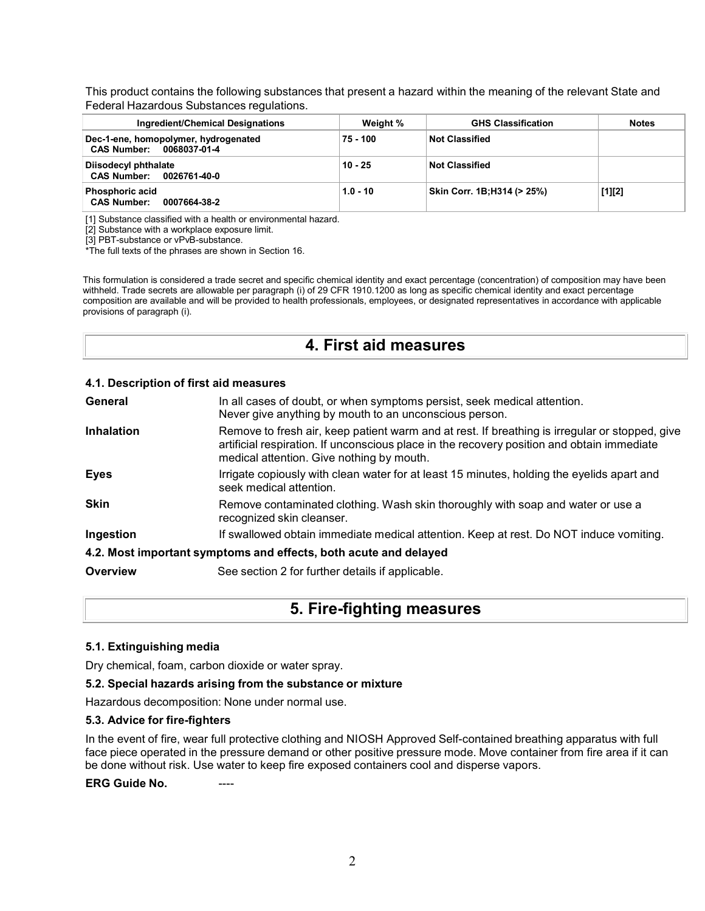This product contains the following substances that present a hazard within the meaning of the relevant State and Federal Hazardous Substances regulations.

| Ingredient/Chemical Designations | Weight % | GHS Classification | Notes |
| --- | --- | --- | --- |
| **Dec-1-ene, homopolymer, hydrogenated** **CAS Number: 0068037-01-4** | **75 - 100** | **Not Classified** | |
| **Diisodecyl phthalate** **CAS Number: 0026761-40-0** | **10 - 25** | **Not Classified** | |
| **Phosphoric acid** **CAS Number: 0007664-38-2** | **1.0 - 10** | **Skin Corr. 1B;H314 (> 25%)** | **[1][2]** |

[1] Substance classified with a health or environmental hazard.
[2] Substance with a workplace exposure limit.
[3] PBT-substance or vPvB-substance.
*The full texts of the phrases are shown in Section 16.

This formulation is considered a trade secret and specific chemical identity and exact percentage (concentration) of composition may have been withheld. Trade secrets are allowable per paragraph (i) of 29 CFR 1910.1200 as long as specific chemical identity and exact percentage composition are available and will be provided to health professionals, employees, or designated representatives in accordance with applicable provisions of paragraph (i).

# 4. First aid measures

### 4.1. Description of first aid measures

**General** In all cases of doubt, or when symptoms persist, seek medical attention. Never give anything by mouth to an unconscious person.

**Inhalation** Remove to fresh air, keep patient warm and at rest. If breathing is irregular or stopped, give artificial respiration. If unconscious place in the recovery position and obtain immediate medical attention. Give nothing by mouth.

**Eyes** Irrigate copiously with clean water for at least 15 minutes, holding the eyelids apart and seek medical attention.

**Skin** Remove contaminated clothing. Wash skin thoroughly with soap and water or use a recognized skin cleanser.

**Ingestion** If swallowed obtain immediate medical attention. Keep at rest. Do NOT induce vomiting.

### 4.2. Most important symptoms and effects, both acute and delayed

**Overview** See section 2 for further details if applicable.

# 5. Fire-fighting measures

### 5.1. Extinguishing media

Dry chemical, foam, carbon dioxide or water spray.

### 5.2. Special hazards arising from the substance or mixture

Hazardous decomposition: None under normal use.

### 5.3. Advice for fire-fighters

In the event of fire, wear full protective clothing and NIOSH Approved Self-contained breathing apparatus with full face piece operated in the pressure demand or other positive pressure mode. Move container from fire area if it can be done without risk. Use water to keep fire exposed containers cool and disperse vapors.

**ERG Guide No.** ----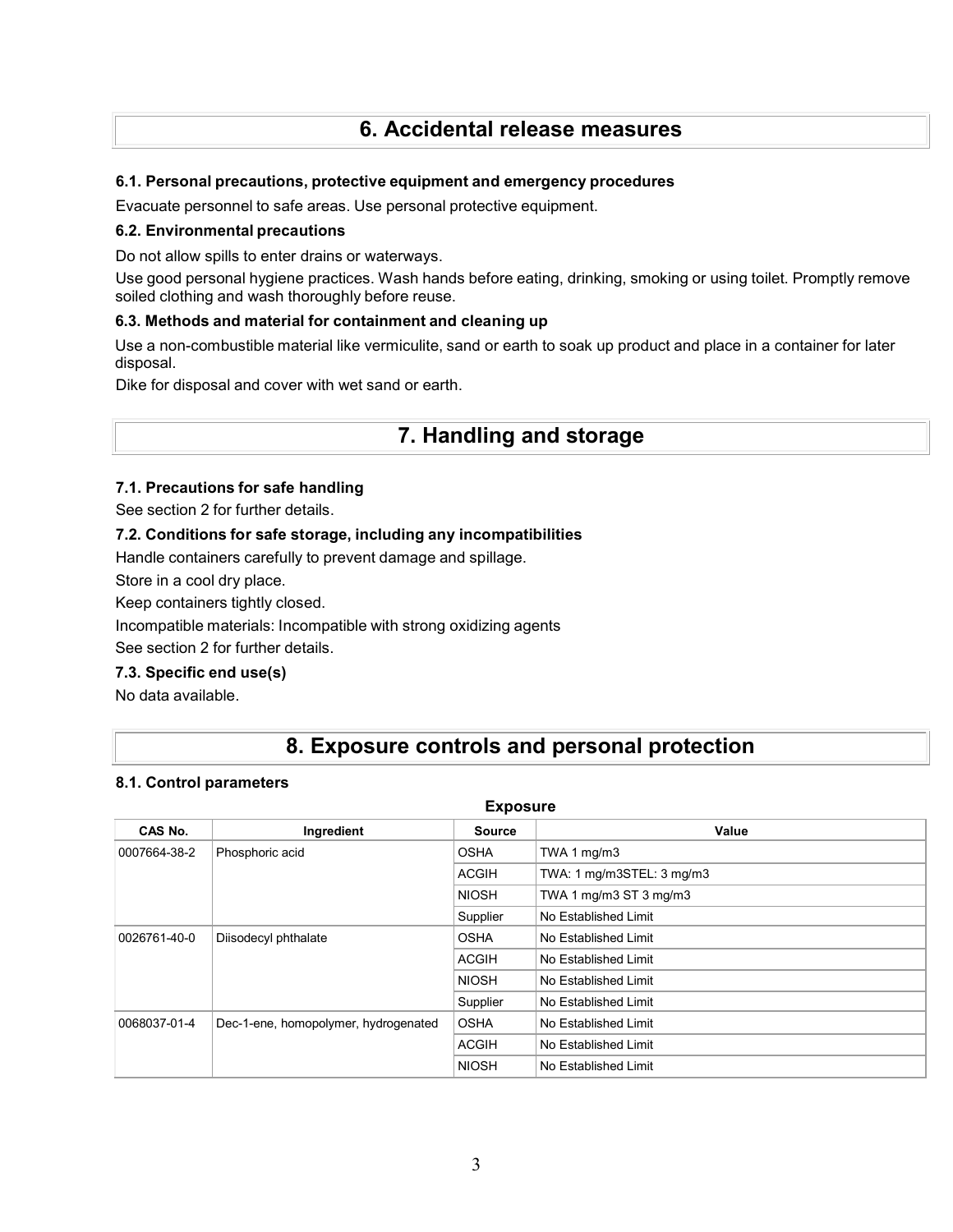# 6. Accidental release measures

### 6.1. Personal precautions, protective equipment and emergency procedures

Evacuate personnel to safe areas. Use personal protective equipment.

### 6.2. Environmental precautions

Do not allow spills to enter drains or waterways.

Use good personal hygiene practices. Wash hands before eating, drinking, smoking or using toilet. Promptly remove soiled clothing and wash thoroughly before reuse.

### 6.3. Methods and material for containment and cleaning up

Use a non-combustible material like vermiculite, sand or earth to soak up product and place in a container for later disposal.

Dike for disposal and cover with wet sand or earth.

# 7. Handling and storage

### 7.1. Precautions for safe handling

See section 2 for further details.

### 7.2. Conditions for safe storage, including any incompatibilities

Handle containers carefully to prevent damage and spillage.

Store in a cool dry place.

Keep containers tightly closed.

Incompatible materials: Incompatible with strong oxidizing agents

See section 2 for further details.

### 7.3. Specific end use(s)

No data available.

# 8. Exposure controls and personal protection

### 8.1. Control parameters

**Exposure**

| CAS No. | Ingredient | Source | Value |
|---|---|---|---|
| 0007664-38-2 | Phosphoric acid | OSHA | TWA 1 mg/m3 |
| | | ACGIH | TWA: 1 mg/m3STEL: 3 mg/m3 |
| | | NIOSH | TWA 1 mg/m3 ST 3 mg/m3 |
| | | Supplier | No Established Limit |
| 0026761-40-0 | Diisodecyl phthalate | OSHA | No Established Limit |
| | | ACGIH | No Established Limit |
| | | NIOSH | No Established Limit |
| | | Supplier | No Established Limit |
| 0068037-01-4 | Dec-1-ene, homopolymer, hydrogenated | OSHA | No Established Limit |
| | | ACGIH | No Established Limit |
| | | NIOSH | No Established Limit |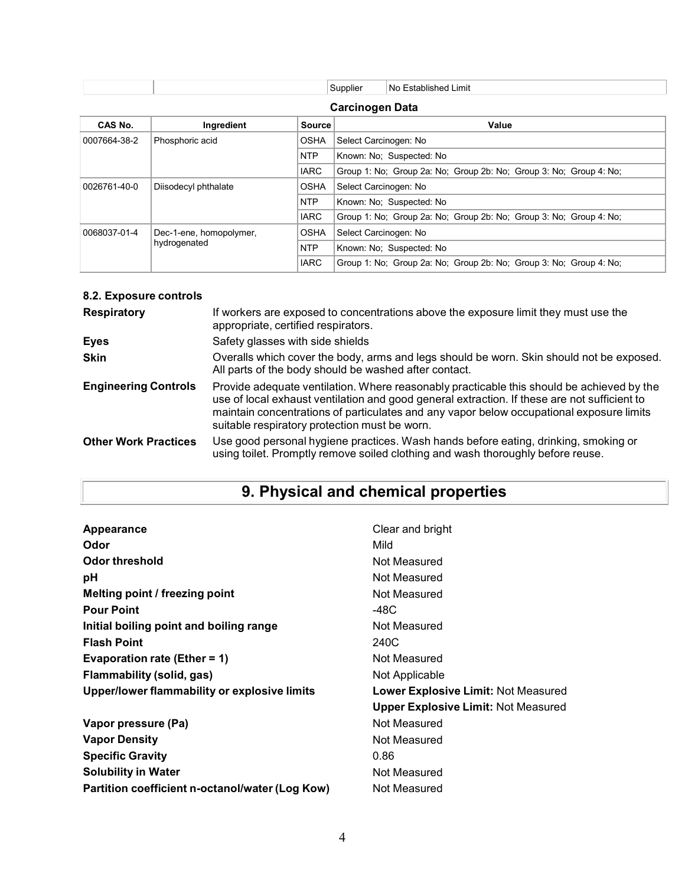| | | Supplier | No Established Limit |
|---|---|---|---|

**Carcinogen Data**

| CAS No. | Ingredient | Source | Value |
|---|---|---|---|
| 0007664-38-2 | Phosphoric acid | OSHA | Select Carcinogen: No |
| | | NTP | Known: No; Suspected: No |
| | | IARC | Group 1: No; Group 2a: No; Group 2b: No; Group 3: No; Group 4: No; |
| 0026761-40-0 | Diisodecyl phthalate | OSHA | Select Carcinogen: No |
| | | NTP | Known: No; Suspected: No |
| | | IARC | Group 1: No; Group 2a: No; Group 2b: No; Group 3: No; Group 4: No; |
| 0068037-01-4 | Dec-1-ene, homopolymer, hydrogenated | OSHA | Select Carcinogen: No |
| | | NTP | Known: No; Suspected: No |
| | | IARC | Group 1: No; Group 2a: No; Group 2b: No; Group 3: No; Group 4: No; |

### 8.2. Exposure controls

**Respiratory** If workers are exposed to concentrations above the exposure limit they must use the appropriate, certified respirators.

**Eyes** Safety glasses with side shields

**Skin** Overalls which cover the body, arms and legs should be worn. Skin should not be exposed. All parts of the body should be washed after contact.

**Engineering Controls** Provide adequate ventilation. Where reasonably practicable this should be achieved by the use of local exhaust ventilation and good general extraction. If these are not sufficient to maintain concentrations of particulates and any vapor below occupational exposure limits suitable respiratory protection must be worn.

**Other Work Practices** Use good personal hygiene practices. Wash hands before eating, drinking, smoking or using toilet. Promptly remove soiled clothing and wash thoroughly before reuse.

# 9. Physical and chemical properties

| | |
|---|---|
| **Appearance** | Clear and bright |
| **Odor** | Mild |
| **Odor threshold** | Not Measured |
| **pH** | Not Measured |
| **Melting point / freezing point** | Not Measured |
| **Pour Point** | -48C |
| **Initial boiling point and boiling range** | Not Measured |
| **Flash Point** | 240C |
| **Evaporation rate (Ether = 1)** | Not Measured |
| **Flammability (solid, gas)** | Not Applicable |
| **Upper/lower flammability or explosive limits** | **Lower Explosive Limit:** Not Measured<br>**Upper Explosive Limit:** Not Measured |
| **Vapor pressure (Pa)** | Not Measured |
| **Vapor Density** | Not Measured |
| **Specific Gravity** | 0.86 |
| **Solubility in Water** | Not Measured |
| **Partition coefficient n-octanol/water (Log Kow)** | Not Measured |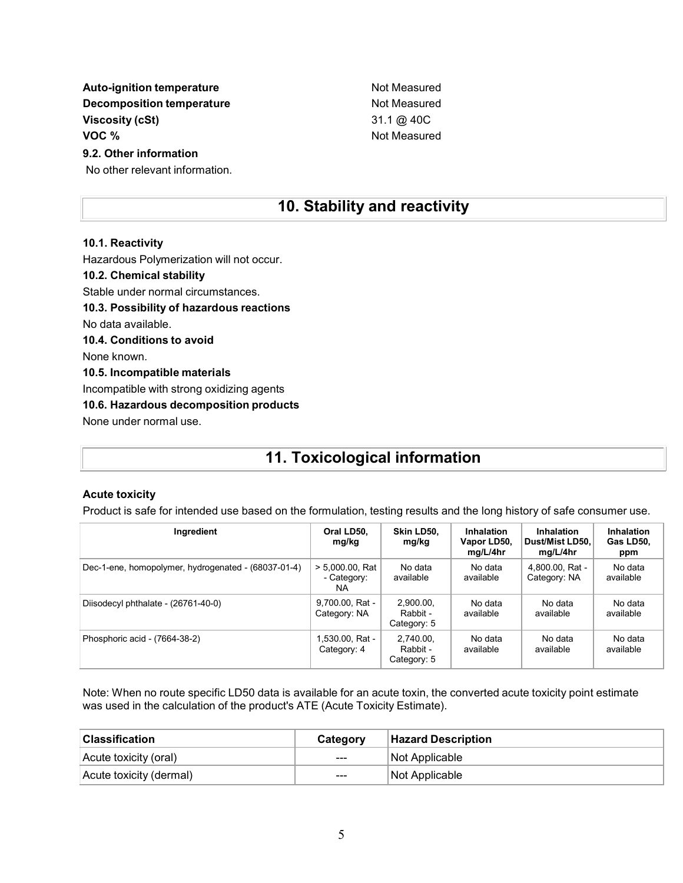| | |
|---|---|
| **Auto-ignition temperature** | Not Measured |
| **Decomposition temperature** | Not Measured |
| **Viscosity (cSt)** | 31.1 @ 40C |
| **VOC %** | Not Measured |

**9.2. Other information**

No other relevant information.

## 10. Stability and reactivity

**10.1. Reactivity**

Hazardous Polymerization will not occur.

**10.2. Chemical stability**

Stable under normal circumstances.

**10.3. Possibility of hazardous reactions**

No data available.

**10.4. Conditions to avoid**

None known.

**10.5. Incompatible materials**

Incompatible with strong oxidizing agents

**10.6. Hazardous decomposition products**

None under normal use.

## 11. Toxicological information

**Acute toxicity**

Product is safe for intended use based on the formulation, testing results and the long history of safe consumer use.

| Ingredient | Oral LD50, mg/kg | Skin LD50, mg/kg | Inhalation Vapor LD50, mg/L/4hr | Inhalation Dust/Mist LD50, mg/L/4hr | Inhalation Gas LD50, ppm |
|---|---|---|---|---|---|
| Dec-1-ene, homopolymer, hydrogenated - (68037-01-4) | > 5,000.00, Rat - Category: NA | No data available | No data available | 4,800.00, Rat - Category: NA | No data available |
| Diisodecyl phthalate - (26761-40-0) | 9,700.00, Rat - Category: NA | 2,900.00, Rabbit - Category: 5 | No data available | No data available | No data available |
| Phosphoric acid - (7664-38-2) | 1,530.00, Rat - Category: 4 | 2,740.00, Rabbit - Category: 5 | No data available | No data available | No data available |

Note: When no route specific LD50 data is available for an acute toxin, the converted acute toxicity point estimate was used in the calculation of the product's ATE (Acute Toxicity Estimate).

| Classification | Category | Hazard Description |
|---|---|---|
| Acute toxicity (oral) | --- | Not Applicable |
| Acute toxicity (dermal) | --- | Not Applicable |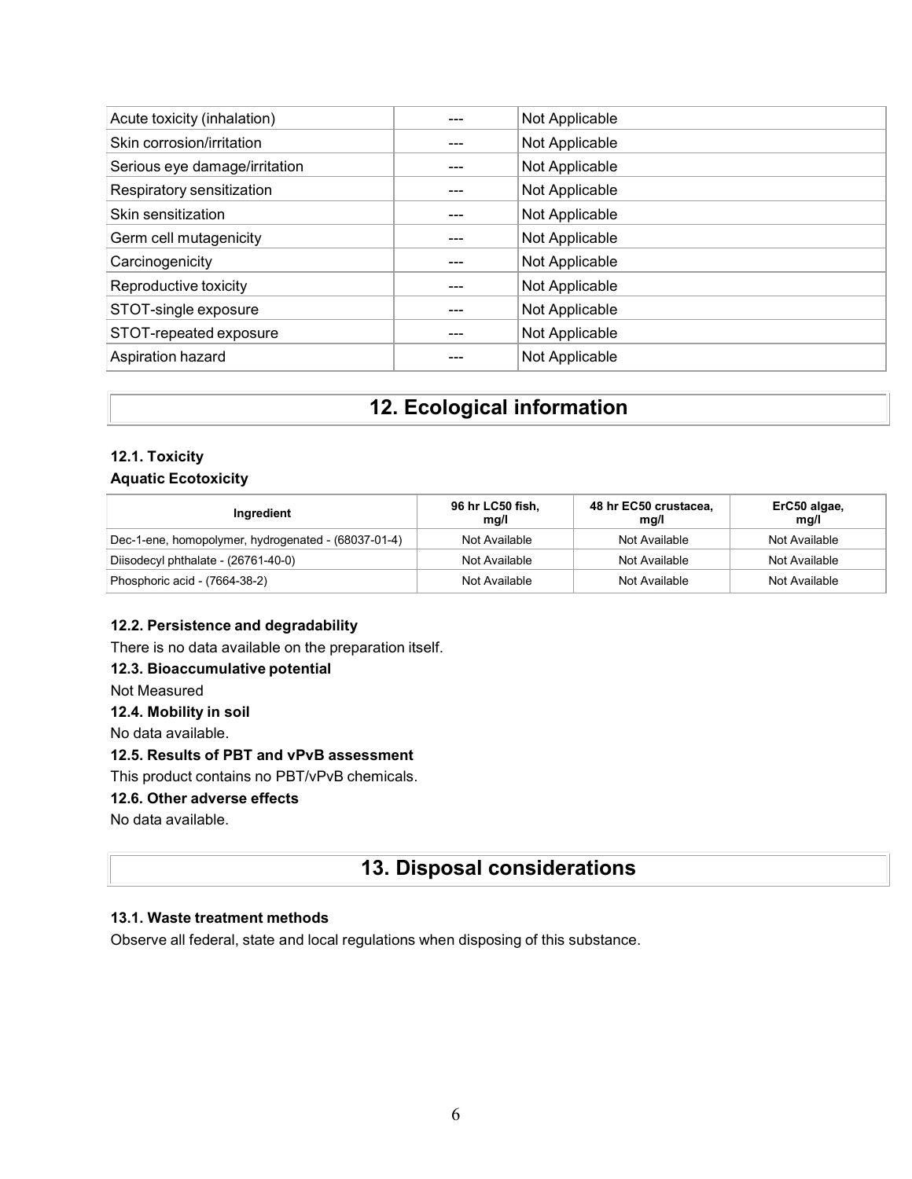| | | |
|---|---|---|
| Acute toxicity (inhalation) | --- | Not Applicable |
| Skin corrosion/irritation | --- | Not Applicable |
| Serious eye damage/irritation | --- | Not Applicable |
| Respiratory sensitization | --- | Not Applicable |
| Skin sensitization | --- | Not Applicable |
| Germ cell mutagenicity | --- | Not Applicable |
| Carcinogenicity | --- | Not Applicable |
| Reproductive toxicity | --- | Not Applicable |
| STOT-single exposure | --- | Not Applicable |
| STOT-repeated exposure | --- | Not Applicable |
| Aspiration hazard | --- | Not Applicable |

# 12. Ecological information

### 12.1. Toxicity

**Aquatic Ecotoxicity**

| Ingredient | 96 hr LC50 fish, mg/l | 48 hr EC50 crustacea, mg/l | ErC50 algae, mg/l |
|---|---|---|---|
| Dec-1-ene, homopolymer, hydrogenated - (68037-01-4) | Not Available | Not Available | Not Available |
| Diisodecyl phthalate - (26761-40-0) | Not Available | Not Available | Not Available |
| Phosphoric acid - (7664-38-2) | Not Available | Not Available | Not Available |

### 12.2. Persistence and degradability

There is no data available on the preparation itself.

### 12.3. Bioaccumulative potential

Not Measured

### 12.4. Mobility in soil

No data available.

### 12.5. Results of PBT and vPvB assessment

This product contains no PBT/vPvB chemicals.

### 12.6. Other adverse effects

No data available.

# 13. Disposal considerations

### 13.1. Waste treatment methods

Observe all federal, state and local regulations when disposing of this substance.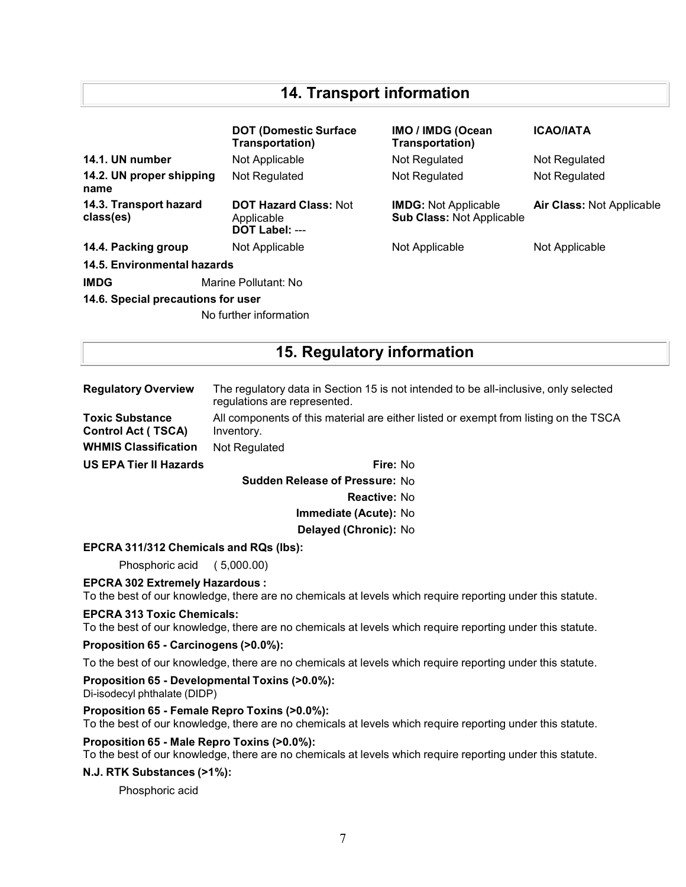## 14. Transport information

| | DOT (Domestic Surface Transportation) | IMO / IMDG (Ocean Transportation) | ICAO/IATA |
|---|---|---|---|
| **14.1. UN number** | Not Applicable | Not Regulated | Not Regulated |
| **14.2. UN proper shipping name** | Not Regulated | Not Regulated | Not Regulated |
| **14.3. Transport hazard class(es)** | **DOT Hazard Class:** Not Applicable **DOT Label:** --- | **IMDG:** Not Applicable **Sub Class:** Not Applicable | **Air Class:** Not Applicable |
| **14.4. Packing group** | Not Applicable | Not Applicable | Not Applicable |

**14.5. Environmental hazards**

**IMDG** Marine Pollutant: No

**14.6. Special precautions for user**

No further information

## 15. Regulatory information

**Regulatory Overview** The regulatory data in Section 15 is not intended to be all-inclusive, only selected regulations are represented.

**Toxic Substance Control Act ( TSCA)** All components of this material are either listed or exempt from listing on the TSCA Inventory.

**WHMIS Classification** Not Regulated

**US EPA Tier II Hazards**

**Fire:** No
**Sudden Release of Pressure:** No
**Reactive:** No
**Immediate (Acute):** No
**Delayed (Chronic):** No

**EPCRA 311/312 Chemicals and RQs (lbs):**

Phosphoric acid ( 5,000.00)

**EPCRA 302 Extremely Hazardous :**
To the best of our knowledge, there are no chemicals at levels which require reporting under this statute.

**EPCRA 313 Toxic Chemicals:**
To the best of our knowledge, there are no chemicals at levels which require reporting under this statute.

**Proposition 65 - Carcinogens (>0.0%):**

To the best of our knowledge, there are no chemicals at levels which require reporting under this statute.

**Proposition 65 - Developmental Toxins (>0.0%):**
Di-isodecyl phthalate (DIDP)

**Proposition 65 - Female Repro Toxins (>0.0%):**
To the best of our knowledge, there are no chemicals at levels which require reporting under this statute.

**Proposition 65 - Male Repro Toxins (>0.0%):**
To the best of our knowledge, there are no chemicals at levels which require reporting under this statute.

**N.J. RTK Substances (>1%):**

Phosphoric acid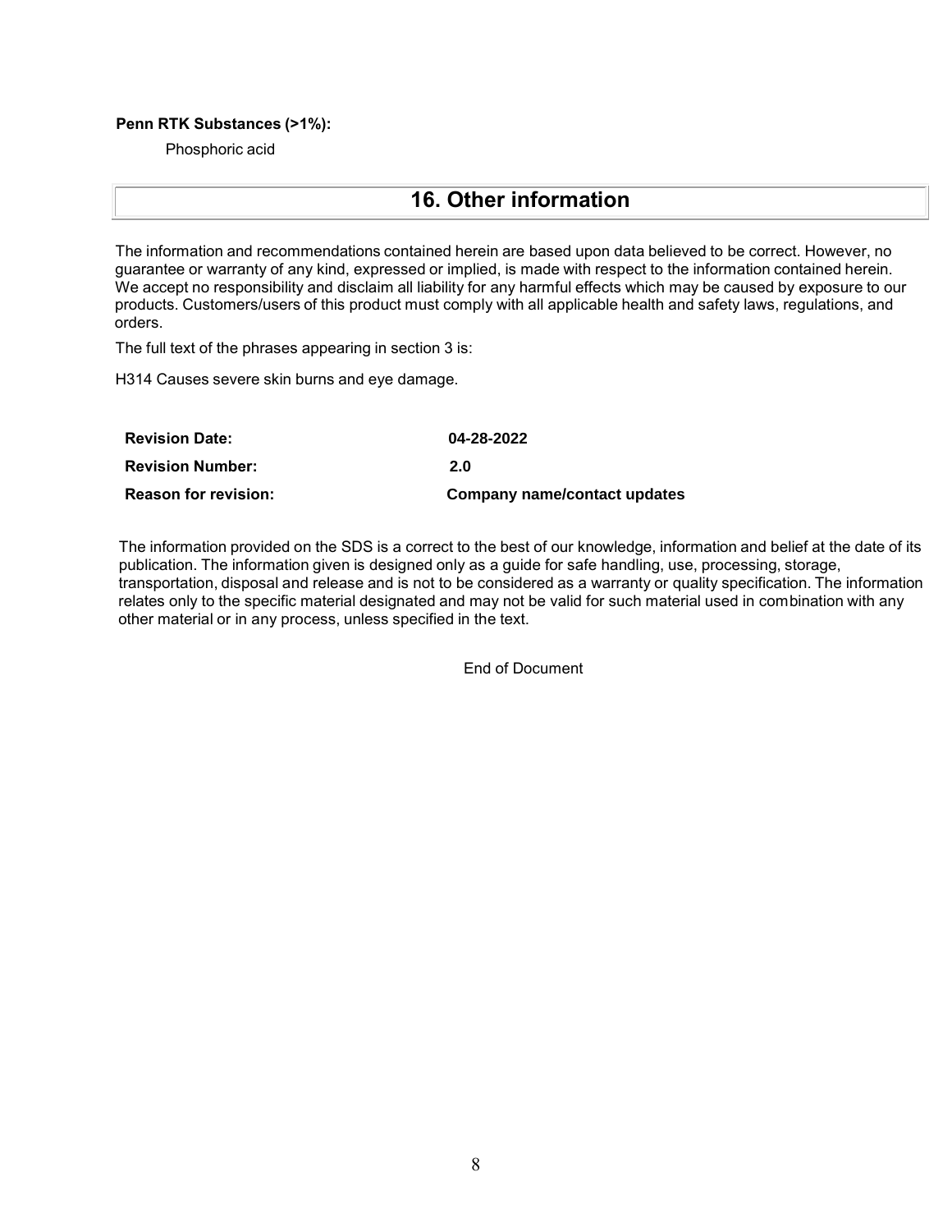**Penn RTK Substances (>1%):**

Phosphoric acid

## 16. Other information

The information and recommendations contained herein are based upon data believed to be correct. However, no guarantee or warranty of any kind, expressed or implied, is made with respect to the information contained herein. We accept no responsibility and disclaim all liability for any harmful effects which may be caused by exposure to our products. Customers/users of this product must comply with all applicable health and safety laws, regulations, and orders.

The full text of the phrases appearing in section 3 is:

H314 Causes severe skin burns and eye damage.

| | |
|---|---|
| **Revision Date:** | **04-28-2022** |
| **Revision Number:** | **2.0** |
| **Reason for revision:** | **Company name/contact updates** |

The information provided on the SDS is a correct to the best of our knowledge, information and belief at the date of its publication. The information given is designed only as a guide for safe handling, use, processing, storage, transportation, disposal and release and is not to be considered as a warranty or quality specification. The information relates only to the specific material designated and may not be valid for such material used in combination with any other material or in any process, unless specified in the text.

End of Document